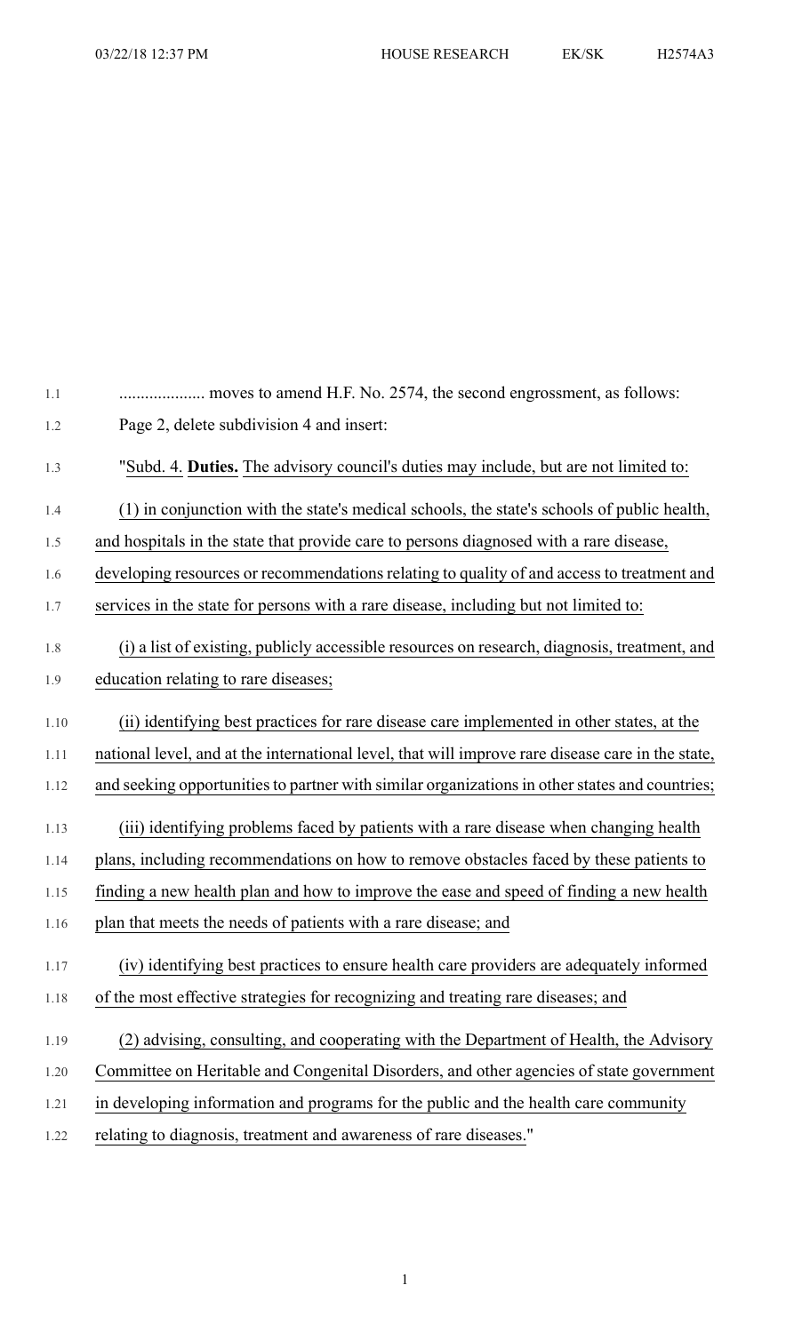.................... moves to amend H.F. No. 2574, the second engrossment, as follows:

Page 2, delete subdivision 4 and insert:

"Subd. 4. **Duties.** The advisory council's duties may include, but are not limited to:

(1) in conjunction with the state's medical schools, the state's schools of public health, and hospitals in the state that provide care to persons diagnosed with a rare disease, developing resources or recommendations relating to quality of and access to treatment and services in the state for persons with a rare disease, including but not limited to:

(i) a list of existing, publicly accessible resources on research, diagnosis, treatment, and education relating to rare diseases;

(ii) identifying best practices for rare disease care implemented in other states, at the national level, and at the international level, that will improve rare disease care in the state, and seeking opportunities to partner with similar organizations in other states and countries;

(iii) identifying problems faced by patients with a rare disease when changing health plans, including recommendations on how to remove obstacles faced by these patients to finding a new health plan and how to improve the ease and speed of finding a new health plan that meets the needs of patients with a rare disease; and

(iv) identifying best practices to ensure health care providers are adequately informed of the most effective strategies for recognizing and treating rare diseases; and

(2) advising, consulting, and cooperating with the Department of Health, the Advisory Committee on Heritable and Congenital Disorders, and other agencies of state government in developing information and programs for the public and the health care community relating to diagnosis, treatment and awareness of rare diseases."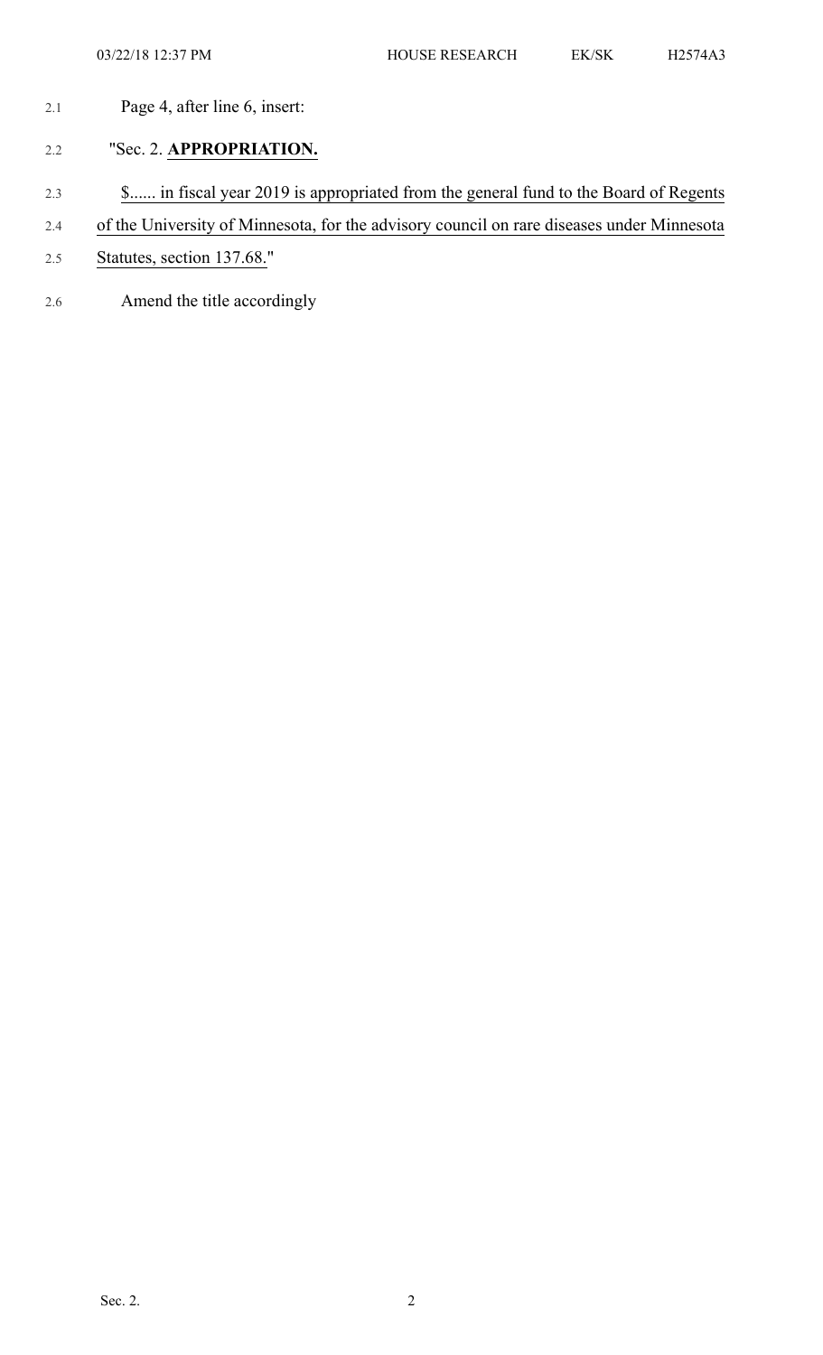Page 4, after line 6, insert:

"Sec. 2. **APPROPRIATION.**

$...... in fiscal year 2019 is appropriated from the general fund to the Board of Regents of the University of Minnesota, for the advisory council on rare diseases under Minnesota Statutes, section 137.68."

Amend the title accordingly